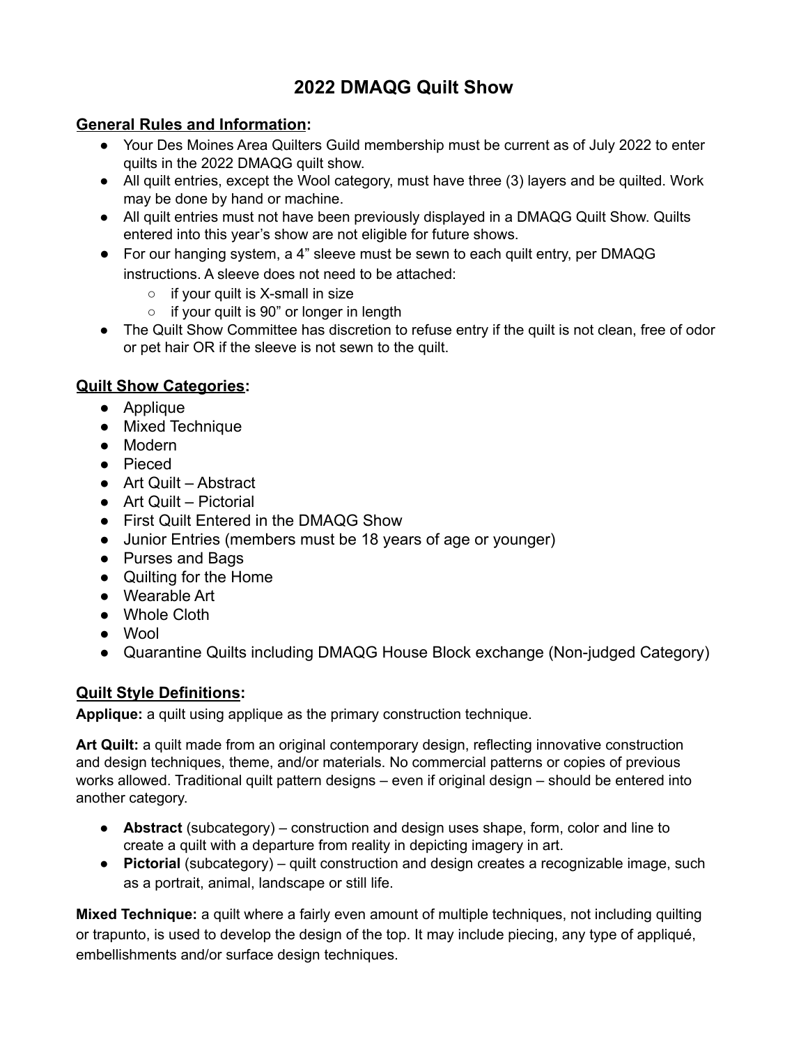# 2022 DMAQG Quilt Show

## General Rules and Information:

- Your Des Moines Area Quilters Guild membership must be current as of July 2022 to enter quilts in the 2022 DMAQG quilt show.
- All quilt entries, except the Wool category, must have three (3) layers and be quilted. Work may be done by hand or machine.
- All quilt entries must not have been previously displayed in a DMAQG Quilt Show. Quilts entered into this year's show are not eligible for future shows.
- For our hanging system, a 4" sleeve must be sewn to each quilt entry, per DMAQG instructions. A sleeve does not need to be attached:
  - if your quilt is X-small in size
  - if your quilt is 90" or longer in length
- The Quilt Show Committee has discretion to refuse entry if the quilt is not clean, free of odor or pet hair OR if the sleeve is not sewn to the quilt.

## Quilt Show Categories:

- Applique
- Mixed Technique
- Modern
- Pieced
- Art Quilt – Abstract
- Art Quilt – Pictorial
- First Quilt Entered in the DMAQG Show
- Junior Entries (members must be 18 years of age or younger)
- Purses and Bags
- Quilting for the Home
- Wearable Art
- Whole Cloth
- Wool
- Quarantine Quilts including DMAQG House Block exchange (Non-judged Category)

## Quilt Style Definitions:

**Applique:** a quilt using applique as the primary construction technique.

**Art Quilt:** a quilt made from an original contemporary design, reflecting innovative construction and design techniques, theme, and/or materials. No commercial patterns or copies of previous works allowed. Traditional quilt pattern designs – even if original design – should be entered into another category.

- **Abstract** (subcategory) – construction and design uses shape, form, color and line to create a quilt with a departure from reality in depicting imagery in art.
- **Pictorial** (subcategory) – quilt construction and design creates a recognizable image, such as a portrait, animal, landscape or still life.

**Mixed Technique:** a quilt where a fairly even amount of multiple techniques, not including quilting or trapunto, is used to develop the design of the top. It may include piecing, any type of appliqué, embellishments and/or surface design techniques.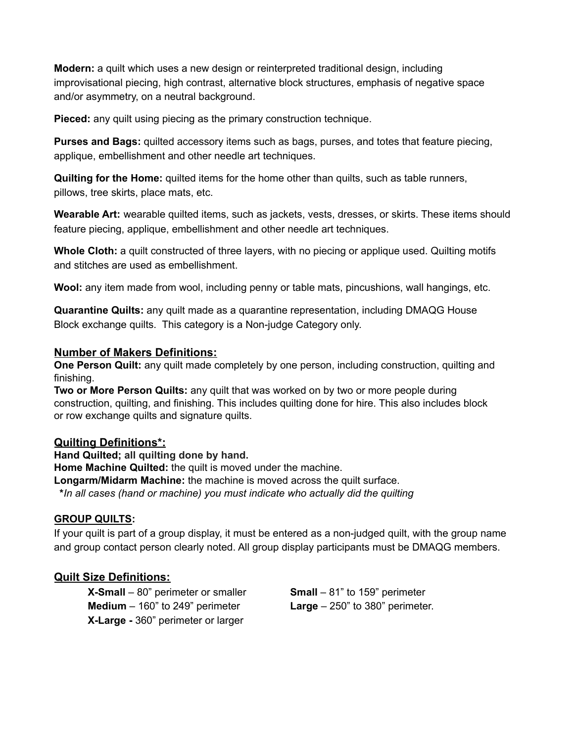**Modern:** a quilt which uses a new design or reinterpreted traditional design, including improvisational piecing, high contrast, alternative block structures, emphasis of negative space and/or asymmetry, on a neutral background.

**Pieced:** any quilt using piecing as the primary construction technique.

**Purses and Bags:** quilted accessory items such as bags, purses, and totes that feature piecing, applique, embellishment and other needle art techniques.

**Quilting for the Home:** quilted items for the home other than quilts, such as table runners, pillows, tree skirts, place mats, etc.

**Wearable Art:** wearable quilted items, such as jackets, vests, dresses, or skirts. These items should feature piecing, applique, embellishment and other needle art techniques.

**Whole Cloth:** a quilt constructed of three layers, with no piecing or applique used. Quilting motifs and stitches are used as embellishment.

**Wool:** any item made from wool, including penny or table mats, pincushions, wall hangings, etc.

**Quarantine Quilts:** any quilt made as a quarantine representation, including DMAQG House Block exchange quilts. This category is a Non-judge Category only.

## Number of Makers Definitions:

**One Person Quilt:** any quilt made completely by one person, including construction, quilting and finishing.
**Two or More Person Quilts:** any quilt that was worked on by two or more people during construction, quilting, and finishing. This includes quilting done for hire. This also includes block or row exchange quilts and signature quilts.

## Quilting Definitions*:

**Hand Quilted; all quilting done by hand.**
**Home Machine Quilted:** the quilt is moved under the machine.
**Longarm/Midarm Machine:** the machine is moved across the quilt surface.
***In all cases (hand or machine) you must indicate who actually did the quilting***

## GROUP QUILTS:

If your quilt is part of a group display, it must be entered as a non-judged quilt, with the group name and group contact person clearly noted. All group display participants must be DMAQG members.

## Quilt Size Definitions:

**X-Small** – 80” perimeter or smaller
**Small** – 81” to 159” perimeter
**Medium** – 160” to 249” perimeter
**Large** – 250” to 380” perimeter.
**X-Large -** 360” perimeter or larger